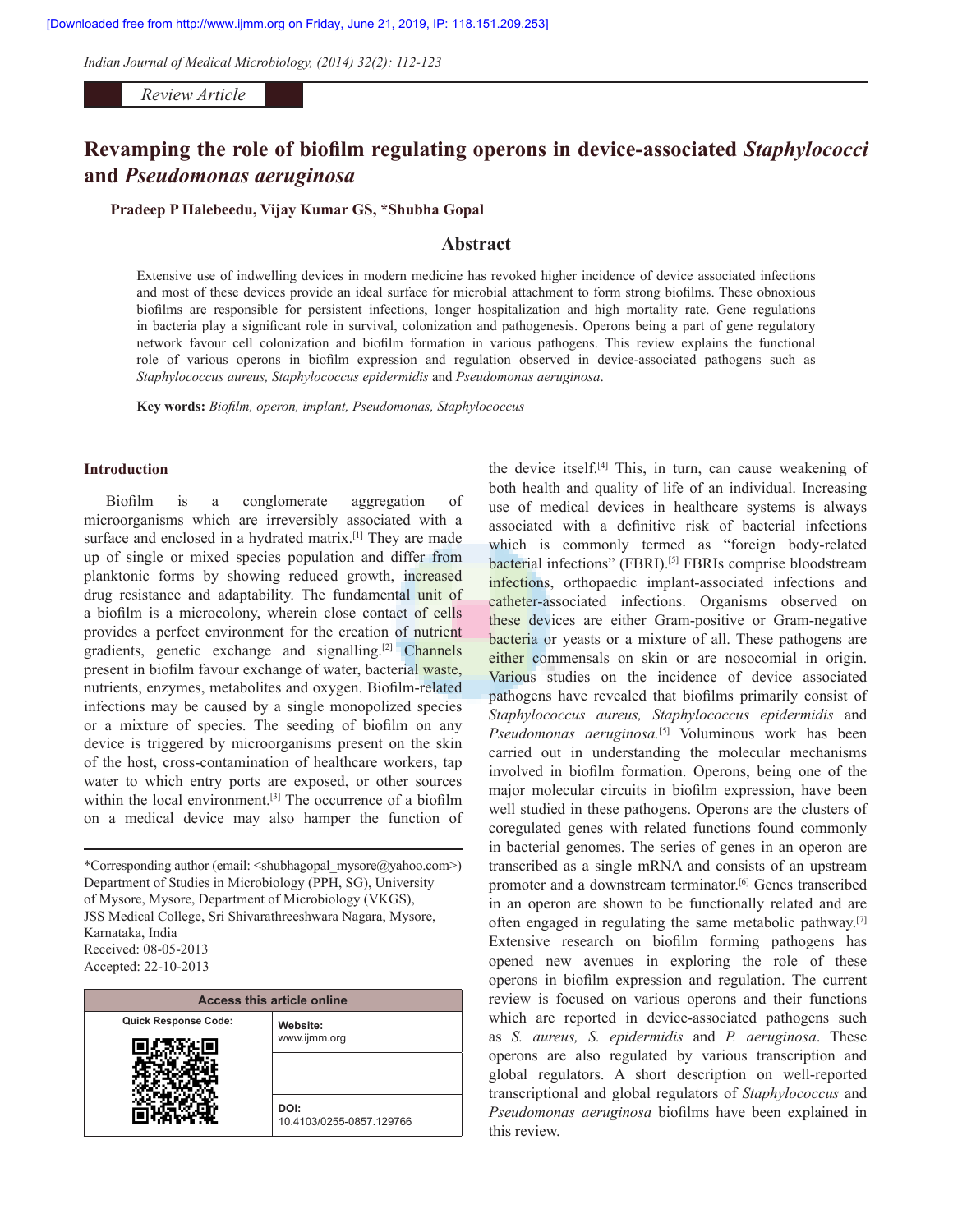Review Article

# Revamping the role of biofilm regulating operons in device-associated *Staphylococci* and *Pseudomonas aeruginosa*

**Pradeep P Halebeedu, Vijay Kumar GS, *Shubha Gopal**

## Abstract

Extensive use of indwelling devices in modern medicine has revoked higher incidence of device associated infections and most of these devices provide an ideal surface for microbial attachment to form strong biofilms. These obnoxious biofilms are responsible for persistent infections, longer hospitalization and high mortality rate. Gene regulations in bacteria play a significant role in survival, colonization and pathogenesis. Operons being a part of gene regulatory network favour cell colonization and biofilm formation in various pathogens. This review explains the functional role of various operons in biofilm expression and regulation observed in device-associated pathogens such as *Staphylococcus aureus, Staphylococcus epidermidis* and *Pseudomonas aeruginosa*.

**Key words:** *Biofilm, operon, implant, Pseudomonas, Staphylococcus*

## Introduction

Biofilm is a conglomerate aggregation of microorganisms which are irreversibly associated with a surface and enclosed in a hydrated matrix.[1] They are made up of single or mixed species population and differ from planktonic forms by showing reduced growth, increased drug resistance and adaptability. The fundamental unit of a biofilm is a microcolony, wherein close contact of cells provides a perfect environment for the creation of nutrient gradients, genetic exchange and signalling.[2] Channels present in biofilm favour exchange of water, bacterial waste, nutrients, enzymes, metabolites and oxygen. Biofilm-related infections may be caused by a single monopolized species or a mixture of species. The seeding of biofilm on any device is triggered by microorganisms present on the skin of the host, cross-contamination of healthcare workers, tap water to which entry ports are exposed, or other sources within the local environment.[3] The occurrence of a biofilm on a medical device may also hamper the function of the device itself.[4] This, in turn, can cause weakening of both health and quality of life of an individual. Increasing use of medical devices in healthcare systems is always associated with a definitive risk of bacterial infections which is commonly termed as "foreign body-related bacterial infections" (FBRI).[5] FBRIs comprise bloodstream infections, orthopaedic implant-associated infections and catheter-associated infections. Organisms observed on these devices are either Gram-positive or Gram-negative bacteria or yeasts or a mixture of all. These pathogens are either commensals on skin or are nosocomial in origin. Various studies on the incidence of device associated pathogens have revealed that biofilms primarily consist of *Staphylococcus aureus, Staphylococcus epidermidis* and *Pseudomonas aeruginosa.*[5] Voluminous work has been carried out in understanding the molecular mechanisms involved in biofilm formation. Operons, being one of the major molecular circuits in biofilm expression, have been well studied in these pathogens. Operons are the clusters of coregulated genes with related functions found commonly in bacterial genomes. The series of genes in an operon are transcribed as a single mRNA and consists of an upstream promoter and a downstream terminator.[6] Genes transcribed in an operon are shown to be functionally related and are often engaged in regulating the same metabolic pathway.[7] Extensive research on biofilm forming pathogens has opened new avenues in exploring the role of these operons in biofilm expression and regulation. The current review is focused on various operons and their functions which are reported in device-associated pathogens such as *S. aureus, S. epidermidis* and *P. aeruginosa*. These operons are also regulated by various transcription and global regulators. A short description on well-reported transcriptional and global regulators of *Staphylococcus* and *Pseudomonas aeruginosa* biofilms have been explained in this review.

*Corresponding author (email: <shubhagopal_mysore@yahoo.com>)
Department of Studies in Microbiology (PPH, SG), University of Mysore, Mysore, Department of Microbiology (VKGS), JSS Medical College, Sri Shivarathreeshwara Nagara, Mysore, Karnataka, India
Received: 08-05-2013
Accepted: 22-10-2013

| Access this article online | |
|---|---|
| Quick Response Code: | Website: www.ijmm.org |
| | DOI: 10.4103/0255-0857.129766 |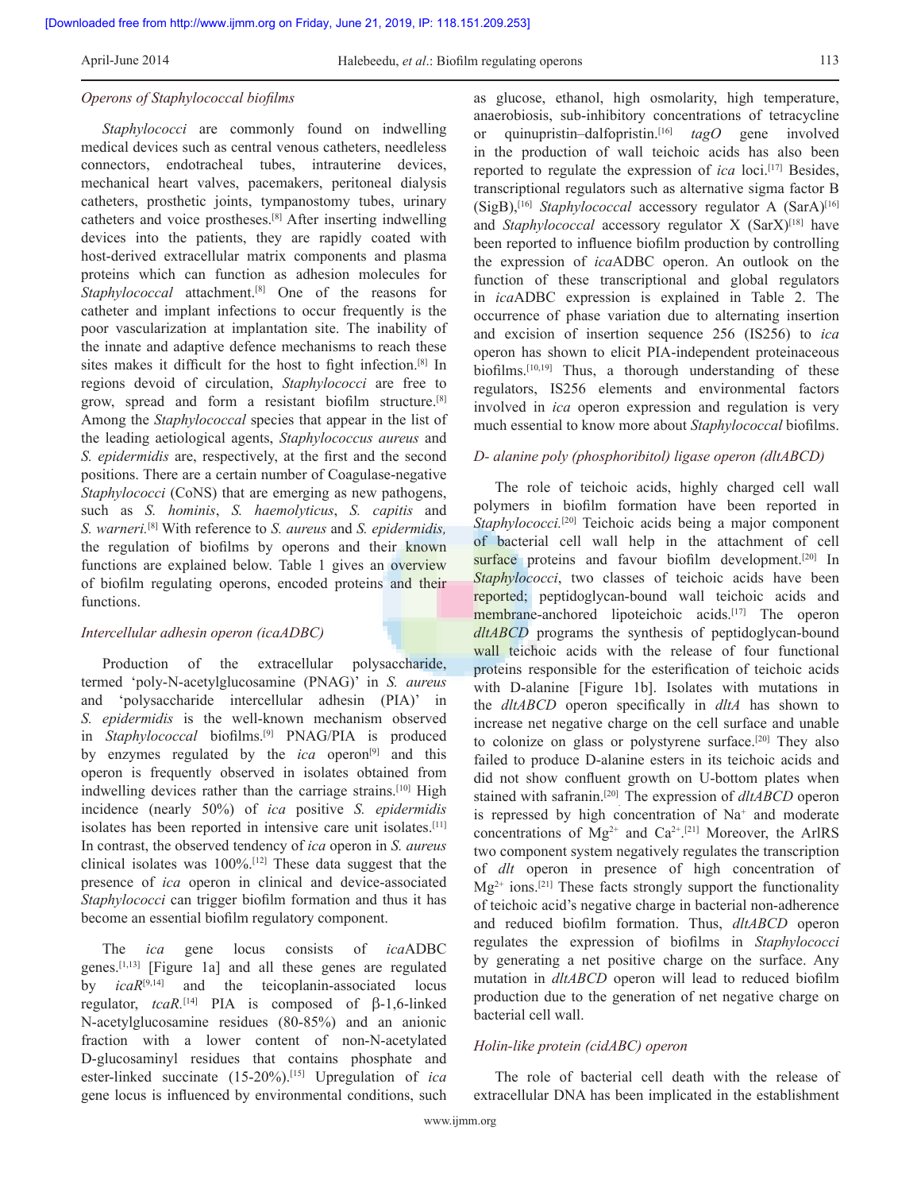### *Operons of Staphylococcal biofilms*

*Staphylococci* are commonly found on indwelling medical devices such as central venous catheters, needleless connectors, endotracheal tubes, intrauterine devices, mechanical heart valves, pacemakers, peritoneal dialysis catheters, prosthetic joints, tympanostomy tubes, urinary catheters and voice prostheses.[8] After inserting indwelling devices into the patients, they are rapidly coated with host-derived extracellular matrix components and plasma proteins which can function as adhesion molecules for *Staphylococcal* attachment.[8] One of the reasons for catheter and implant infections to occur frequently is the poor vascularization at implantation site. The inability of the innate and adaptive defence mechanisms to reach these sites makes it difficult for the host to fight infection.[8] In regions devoid of circulation, *Staphylococci* are free to grow, spread and form a resistant biofilm structure.[8] Among the *Staphylococcal* species that appear in the list of the leading aetiological agents, *Staphylococcus aureus* and *S. epidermidis* are, respectively, at the first and the second positions. There are a certain number of Coagulase-negative *Staphylococci* (CoNS) that are emerging as new pathogens, such as *S. hominis*, *S. haemolyticus*, *S. capitis* and *S. warneri*.[8] With reference to *S. aureus* and *S. epidermidis,* the regulation of biofilms by operons and their known functions are explained below. Table 1 gives an overview of biofilm regulating operons, encoded proteins and their functions.

### *Intercellular adhesin operon (icaADBC)*

Production of the extracellular polysaccharide, termed 'poly-N-acetylglucosamine (PNAG)' in *S. aureus* and 'polysaccharide intercellular adhesin (PIA)' in *S. epidermidis* is the well-known mechanism observed in *Staphylococcal* biofilms.[9] PNAG/PIA is produced by enzymes regulated by the *ica* operon[9] and this operon is frequently observed in isolates obtained from indwelling devices rather than the carriage strains.[10] High incidence (nearly 50%) of *ica* positive *S. epidermidis* isolates has been reported in intensive care unit isolates.[11] In contrast, the observed tendency of *ica* operon in *S. aureus* clinical isolates was 100%.[12] These data suggest that the presence of *ica* operon in clinical and device-associated *Staphylococci* can trigger biofilm formation and thus it has become an essential biofilm regulatory component.

The *ica* gene locus consists of *ica*ADBC genes.[1,13] [Figure 1a] and all these genes are regulated by *icaR*[9,14] and the teicoplanin-associated locus regulator, *tcaR*.[14] PIA is composed of β-1,6-linked N-acetylglucosamine residues (80-85%) and an anionic fraction with a lower content of non-N-acetylated D-glucosaminyl residues that contains phosphate and ester-linked succinate (15-20%).[15] Upregulation of *ica* gene locus is influenced by environmental conditions, such as glucose, ethanol, high osmolarity, high temperature, anaerobiosis, sub-inhibitory concentrations of tetracycline or quinupristin–dalfopristin.[16] *tagO* gene involved in the production of wall teichoic acids has also been reported to regulate the expression of *ica* loci.[17] Besides, transcriptional regulators such as alternative sigma factor B (SigB),[16] *Staphylococcal* accessory regulator A (SarA)[16] and *Staphylococcal* accessory regulator X (SarX)[18] have been reported to influence biofilm production by controlling the expression of *ica*ADBC operon. An outlook on the function of these transcriptional and global regulators in *ica*ADBC expression is explained in Table 2. The occurrence of phase variation due to alternating insertion and excision of insertion sequence 256 (IS256) to *ica* operon has shown to elicit PIA-independent proteinaceous biofilms.[10,19] Thus, a thorough understanding of these regulators, IS256 elements and environmental factors involved in *ica* operon expression and regulation is very much essential to know more about *Staphylococcal* biofilms.

### *D- alanine poly (phosphoribitol) ligase operon (dltABCD)*

The role of teichoic acids, highly charged cell wall polymers in biofilm formation have been reported in *Staphylococci.*[20] Teichoic acids being a major component of bacterial cell wall help in the attachment of cell surface proteins and favour biofilm development.[20] In *Staphylococci*, two classes of teichoic acids have been reported; peptidoglycan-bound wall teichoic acids and membrane-anchored lipoteichoic acids.[17] The operon *dltABCD* programs the synthesis of peptidoglycan-bound wall teichoic acids with the release of four functional proteins responsible for the esterification of teichoic acids with D-alanine [Figure 1b]. Isolates with mutations in the *dltABCD* operon specifically in *dltA* has shown to increase net negative charge on the cell surface and unable to colonize on glass or polystyrene surface.[20] They also failed to produce D-alanine esters in its teichoic acids and did not show confluent growth on U-bottom plates when stained with safranin.[20] The expression of *dltABCD* operon is repressed by high concentration of $Na^+$ and moderate concentrations of $Mg^{2+}$ and $Ca^{2+}$.[21] Moreover, the ArlRS two component system negatively regulates the transcription of *dlt* operon in presence of high concentration of $Mg^{2+}$ ions.[21] These facts strongly support the functionality of teichoic acid's negative charge in bacterial non-adherence and reduced biofilm formation. Thus, *dltABCD* operon regulates the expression of biofilms in *Staphylococci* by generating a net positive charge on the surface. Any mutation in *dltABCD* operon will lead to reduced biofilm production due to the generation of net negative charge on bacterial cell wall.

### *Holin-like protein (cidABC) operon*

The role of bacterial cell death with the release of extracellular DNA has been implicated in the establishment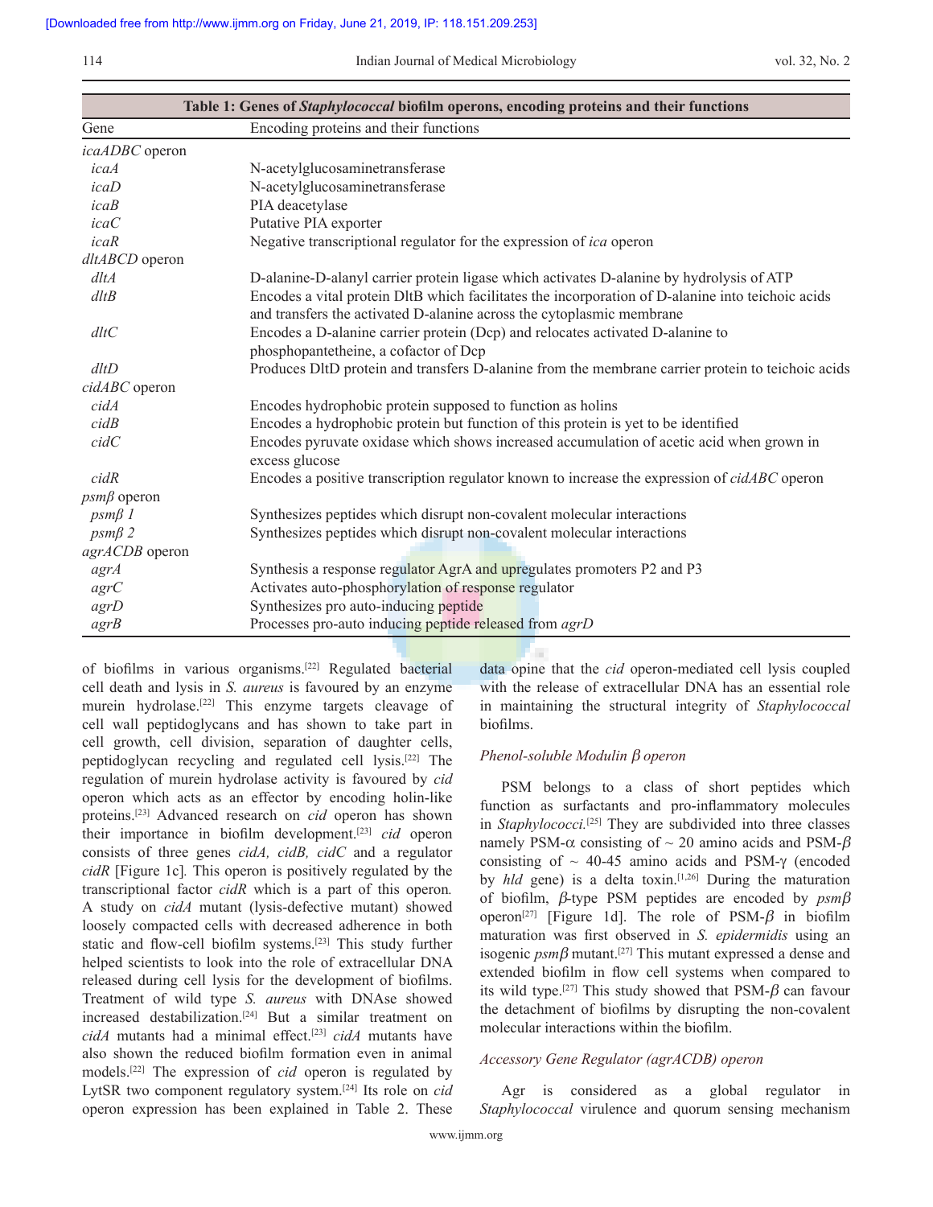**Table 1: Genes of *Staphylococcal* biofilm operons, encoding proteins and their functions**

| Gene | Encoding proteins and their functions |
|---|---|
| *icaADBC* operon | |
| *icaA* | N-acetylglucosaminetransferase |
| *icaD* | N-acetylglucosaminetransferase |
| *icaB* | PIA deacetylase |
| *icaC* | Putative PIA exporter |
| *icaR* | Negative transcriptional regulator for the expression of *ica* operon |
| *dltABCD* operon | |
| *dltA* | D-alanine-D-alanyl carrier protein ligase which activates D-alanine by hydrolysis of ATP |
| *dltB* | Encodes a vital protein DltB which facilitates the incorporation of D-alanine into teichoic acids and transfers the activated D-alanine across the cytoplasmic membrane |
| *dltC* | Encodes a D-alanine carrier protein (Dcp) and relocates activated D-alanine to phosphopantetheine, a cofactor of Dcp |
| *dltD* | Produces DltD protein and transfers D-alanine from the membrane carrier protein to teichoic acids |
| *cidABC* operon | |
| *cidA* | Encodes hydrophobic protein supposed to function as holins |
| *cidB* | Encodes a hydrophobic protein but function of this protein is yet to be identified |
| *cidC* | Encodes pyruvate oxidase which shows increased accumulation of acetic acid when grown in excess glucose |
| *cidR* | Encodes a positive transcription regulator known to increase the expression of *cidABC* operon |
| *psmβ* operon | |
| *psmβ 1* | Synthesizes peptides which disrupt non-covalent molecular interactions |
| *psmβ 2* | Synthesizes peptides which disrupt non-covalent molecular interactions |
| *agrACDB* operon | |
| *agrA* | Synthesis a response regulator AgrA and upregulates promoters P2 and P3 |
| *agrC* | Activates auto-phosphorylation of response regulator |
| *agrD* | Synthesizes pro auto-inducing peptide |
| *agrB* | Processes pro-auto inducing peptide released from *agrD* |

of biofilms in various organisms.[22] Regulated bacterial cell death and lysis in *S. aureus* is favoured by an enzyme murein hydrolase.[22] This enzyme targets cleavage of cell wall peptidoglycans and has shown to take part in cell growth, cell division, separation of daughter cells, peptidoglycan recycling and regulated cell lysis.[22] The regulation of murein hydrolase activity is favoured by *cid* operon which acts as an effector by encoding holin-like proteins.[23] Advanced research on *cid* operon has shown their importance in biofilm development.[23] *cid* operon consists of three genes *cidA, cidB, cidC* and a regulator *cidR* [Figure 1c]. This operon is positively regulated by the transcriptional factor *cidR* which is a part of this operon. A study on *cidA* mutant (lysis-defective mutant) showed loosely compacted cells with decreased adherence in both static and flow-cell biofilm systems.[23] This study further helped scientists to look into the role of extracellular DNA released during cell lysis for the development of biofilms. Treatment of wild type *S. aureus* with DNAse showed increased destabilization.[24] But a similar treatment on *cidA* mutants had a minimal effect.[23] *cidA* mutants have also shown the reduced biofilm formation even in animal models.[22] The expression of *cid* operon is regulated by LytSR two component regulatory system.[24] Its role on *cid* operon expression has been explained in Table 2. These data opine that the *cid* operon-mediated cell lysis coupled with the release of extracellular DNA has an essential role in maintaining the structural integrity of *Staphylococcal* biofilms.

### *Phenol-soluble Modulin β operon*

PSM belongs to a class of short peptides which function as surfactants and pro-inflammatory molecules in *Staphylococci*.[25] They are subdivided into three classes namely PSM-α consisting of ~ 20 amino acids and PSM-β consisting of ~ 40-45 amino acids and PSM-γ (encoded by *hld* gene) is a delta toxin.[1,26] During the maturation of biofilm, β-type PSM peptides are encoded by *psmβ* operon[27] [Figure 1d]. The role of PSM-β in biofilm maturation was first observed in *S. epidermidis* using an isogenic *psmβ* mutant.[27] This mutant expressed a dense and extended biofilm in flow cell systems when compared to its wild type.[27] This study showed that PSM-β can favour the detachment of biofilms by disrupting the non-covalent molecular interactions within the biofilm.

### *Accessory Gene Regulator (agrACDB) operon*

Agr is considered as a global regulator in *Staphylococcal* virulence and quorum sensing mechanism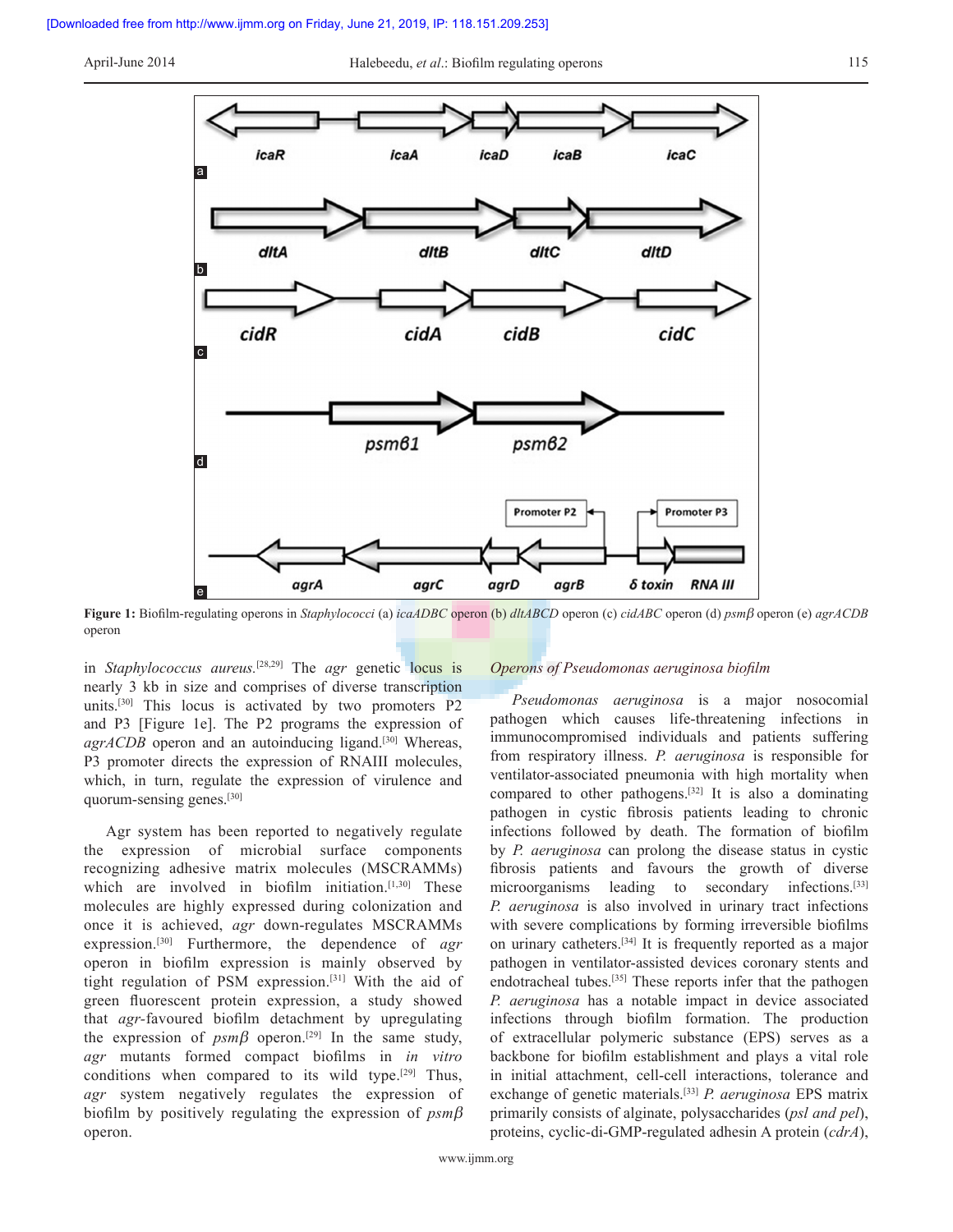Figure 1: Biofilm-regulating operons in *Staphylococci* (a) *icaADBC* operon (b) *dltABCD* operon (c) *cidABC* operon (d) *psmβ* operon (e) *agrACDB* operon

in *Staphylococcus aureus.*[28,29] The *agr* genetic locus is nearly 3 kb in size and comprises of diverse transcription units.[30] This locus is activated by two promoters P2 and P3 [Figure 1e]. The P2 programs the expression of *agrACDB* operon and an autoinducing ligand.[30] Whereas, P3 promoter directs the expression of RNAIII molecules, which, in turn, regulate the expression of virulence and quorum-sensing genes.[30]

Agr system has been reported to negatively regulate the expression of microbial surface components recognizing adhesive matrix molecules (MSCRAMMs) which are involved in biofilm initiation.[1,30] These molecules are highly expressed during colonization and once it is achieved, *agr* down-regulates MSCRAMMs expression.[30] Furthermore, the dependence of *agr* operon in biofilm expression is mainly observed by tight regulation of PSM expression.[31] With the aid of green fluorescent protein expression, a study showed that *agr*-favoured biofilm detachment by upregulating the expression of *psmβ* operon.[29] In the same study, *agr* mutants formed compact biofilms in *in vitro* conditions when compared to its wild type.[29] Thus, *agr* system negatively regulates the expression of biofilm by positively regulating the expression of *psmβ* operon.

### *Operons of Pseudomonas aeruginosa biofilm*

*Pseudomonas aeruginosa* is a major nosocomial pathogen which causes life-threatening infections in immunocompromised individuals and patients suffering from respiratory illness. *P. aeruginosa* is responsible for ventilator-associated pneumonia with high mortality when compared to other pathogens.[32] It is also a dominating pathogen in cystic fibrosis patients leading to chronic infections followed by death. The formation of biofilm by *P. aeruginosa* can prolong the disease status in cystic fibrosis patients and favours the growth of diverse microorganisms leading to secondary infections.[33] *P. aeruginosa* is also involved in urinary tract infections with severe complications by forming irreversible biofilms on urinary catheters.[34] It is frequently reported as a major pathogen in ventilator-assisted devices coronary stents and endotracheal tubes.[35] These reports infer that the pathogen *P. aeruginosa* has a notable impact in device associated infections through biofilm formation. The production of extracellular polymeric substance (EPS) serves as a backbone for biofilm establishment and plays a vital role in initial attachment, cell-cell interactions, tolerance and exchange of genetic materials.[33] *P. aeruginosa* EPS matrix primarily consists of alginate, polysaccharides (*psl and pel*), proteins, cyclic-di-GMP-regulated adhesin A protein (*cdrA*),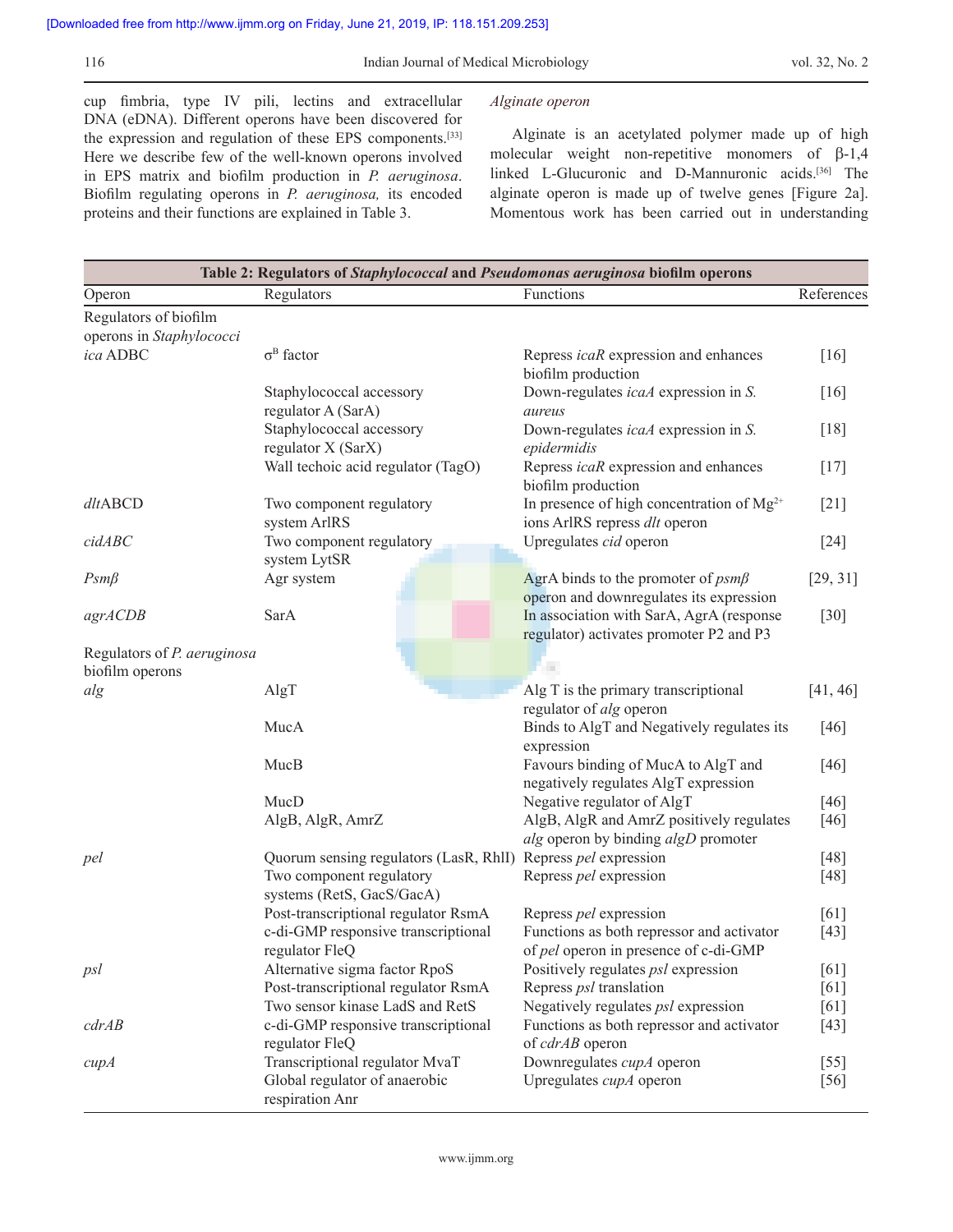cup fimbria, type IV pili, lectins and extracellular DNA (eDNA). Different operons have been discovered for the expression and regulation of these EPS components.[33] Here we describe few of the well-known operons involved in EPS matrix and biofilm production in *P. aeruginosa*. Biofilm regulating operons in *P. aeruginosa,* its encoded proteins and their functions are explained in Table 3.

### *Alginate operon*

Alginate is an acetylated polymer made up of high molecular weight non-repetitive monomers of β-1,4 linked L-Glucuronic and D-Mannuronic acids.[36] The alginate operon is made up of twelve genes [Figure 2a]. Momentous work has been carried out in understanding

**Table 2: Regulators of *Staphylococcal* and *Pseudomonas aeruginosa* biofilm operons**

| Operon | Regulators | Functions | References |
|---|---|---|---|
| Regulators of biofilm operons in *Staphylococci* | | | |
| *ica* ADBC | $\sigma^B$ factor | Repress *icaR* expression and enhances biofilm production | [16] |
| | Staphylococcal accessory regulator A (SarA) | Down-regulates *icaA* expression in *S. aureus* | [16] |
| | Staphylococcal accessory regulator X (SarX) | Down-regulates *icaA* expression in *S. epidermidis* | [18] |
| | Wall techoic acid regulator (TagO) | Repress *icaR* expression and enhances biofilm production | [17] |
| *dlt*ABCD | Two component regulatory system ArlRS | In presence of high concentration of $Mg^{2+}$ ions ArlRS repress *dlt* operon | [21] |
| *cidABC* | Two component regulatory system LytSR | Upregulates *cid* operon | [24] |
| *Psmβ* | Agr system | AgrA binds to the promoter of *psmβ* operon and downregulates its expression | [29, 31] |
| *agrACDB* | SarA | In association with SarA, AgrA (response regulator) activates promoter P2 and P3 | [30] |
| Regulators of *P. aeruginosa* biofilm operons | | | |
| *alg* | AlgT | Alg T is the primary transcriptional regulator of *alg* operon | [41, 46] |
| | MucA | Binds to AlgT and Negatively regulates its expression | [46] |
| | MucB | Favours binding of MucA to AlgT and negatively regulates AlgT expression | [46] |
| | MucD | Negative regulator of AlgT | [46] |
| | AlgB, AlgR, AmrZ | AlgB, AlgR and AmrZ positively regulates *alg* operon by binding *algD* promoter | [46] |
| *pel* | Quorum sensing regulators (LasR, RhlI) | Repress *pel* expression | [48] |
| | Two component regulatory systems (RetS, GacS/GacA) | Repress *pel* expression | [48] |
| | Post-transcriptional regulator RsmA | Repress *pel* expression | [61] |
| | c-di-GMP responsive transcriptional regulator FleQ | Functions as both repressor and activator of *pel* operon in presence of c-di-GMP | [43] |
| *psl* | Alternative sigma factor RpoS | Positively regulates *psl* expression | [61] |
| | Post-transcriptional regulator RsmA | Repress *psl* translation | [61] |
| | Two sensor kinase LadS and RetS | Negatively regulates *psl* expression | [61] |
| *cdrAB* | c-di-GMP responsive transcriptional regulator FleQ | Functions as both repressor and activator of *cdrAB* operon | [43] |
| *cupA* | Transcriptional regulator MvaT | Downregulates *cupA* operon | [55] |
| | Global regulator of anaerobic respiration Anr | Upregulates *cupA* operon | [56] |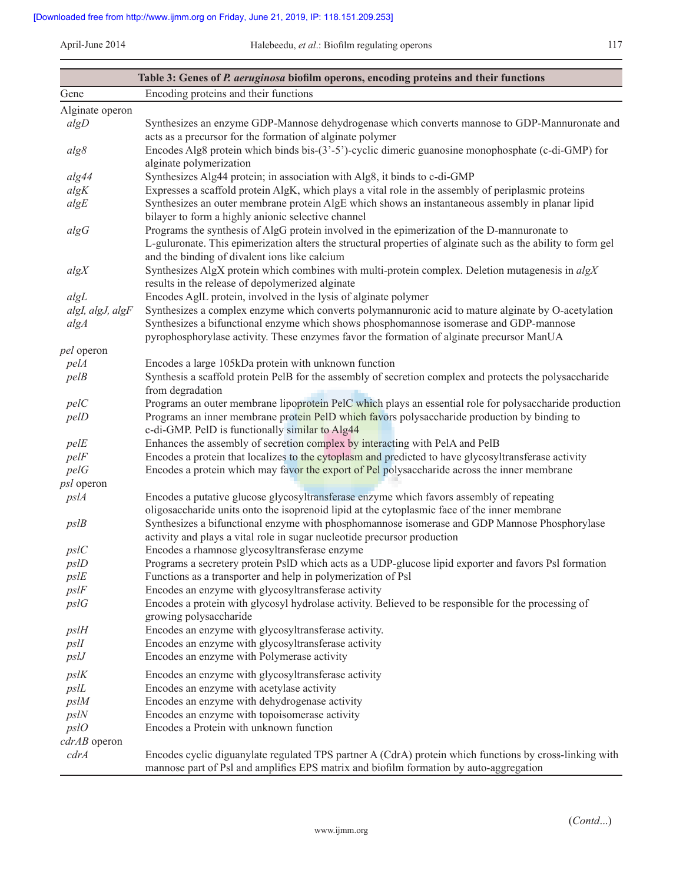**Table 3: Genes of *P. aeruginosa* biofilm operons, encoding proteins and their functions**

| Gene | Encoding proteins and their functions |
|---|---|
| Alginate operon | |
| *algD* | Synthesizes an enzyme GDP-Mannose dehydrogenase which converts mannose to GDP-Mannuronate and acts as a precursor for the formation of alginate polymer |
| *alg8* | Encodes Alg8 protein which binds bis-(3'-5')-cyclic dimeric guanosine monophosphate (c-di-GMP) for alginate polymerization |
| *alg44* | Synthesizes Alg44 protein; in association with Alg8, it binds to c-di-GMP |
| *algK* | Expresses a scaffold protein AlgK, which plays a vital role in the assembly of periplasmic proteins |
| *algE* | Synthesizes an outer membrane protein AlgE which shows an instantaneous assembly in planar lipid bilayer to form a highly anionic selective channel |
| *algG* | Programs the synthesis of AlgG protein involved in the epimerization of the D-mannuronate to L-guluronate. This epimerization alters the structural properties of alginate such as the ability to form gel and the binding of divalent ions like calcium |
| *algX* | Synthesizes AlgX protein which combines with multi-protein complex. Deletion mutagenesis in *algX* results in the release of depolymerized alginate |
| *algL* | Encodes AglL protein, involved in the lysis of alginate polymer |
| *algI, algJ, algF* | Synthesizes a complex enzyme which converts polymannuronic acid to mature alginate by O-acetylation |
| *algA* | Synthesizes a bifunctional enzyme which shows phosphomannose isomerase and GDP-mannose pyrophosphorylase activity. These enzymes favor the formation of alginate precursor ManUA |
| *pel* operon | |
| *pelA* | Encodes a large 105kDa protein with unknown function |
| *pelB* | Synthesis a scaffold protein PelB for the assembly of secretion complex and protects the polysaccharide from degradation |
| *pelC* | Programs an outer membrane lipoprotein PelC which plays an essential role for polysaccharide production |
| *pelD* | Programs an inner membrane protein PelD which favors polysaccharide production by binding to c-di-GMP. PelD is functionally similar to Alg44 |
| *pelE* | Enhances the assembly of secretion complex by interacting with PelA and PelB |
| *pelF* | Encodes a protein that localizes to the cytoplasm and predicted to have glycosyltransferase activity |
| *pelG* | Encodes a protein which may favor the export of Pel polysaccharide across the inner membrane |
| *psl* operon | |
| *pslA* | Encodes a putative glucose glycosyltransferase enzyme which favors assembly of repeating oligosaccharide units onto the isoprenoid lipid at the cytoplasmic face of the inner membrane |
| *pslB* | Synthesizes a bifunctional enzyme with phosphomannose isomerase and GDP Mannose Phosphorylase activity and plays a vital role in sugar nucleotide precursor production |
| *pslC* | Encodes a rhamnose glycosyltransferase enzyme |
| *pslD* | Programs a secretery protein PslD which acts as a UDP-glucose lipid exporter and favors Psl formation |
| *pslE* | Functions as a transporter and help in polymerization of Psl |
| *pslF* | Encodes an enzyme with glycosyltransferase activity |
| *pslG* | Encodes a protein with glycosyl hydrolase activity. Believed to be responsible for the processing of growing polysaccharide |
| *pslH* | Encodes an enzyme with glycosyltransferase activity. |
| *pslI* | Encodes an enzyme with glycosyltransferase activity |
| *pslJ* | Encodes an enzyme with Polymerase activity |
| *pslK* | Encodes an enzyme with glycosyltransferase activity |
| *pslL* | Encodes an enzyme with acetylase activity |
| *pslM* | Encodes an enzyme with dehydrogenase activity |
| *pslN* | Encodes an enzyme with topoisomerase activity |
| *pslO* | Encodes a Protein with unknown function |
| *cdrAB* operon | |
| *cdrA* | Encodes cyclic diguanylate regulated TPS partner A (CdrA) protein which functions by cross-linking with mannose part of Psl and amplifies EPS matrix and biofilm formation by auto-aggregation |

(*Contd...*)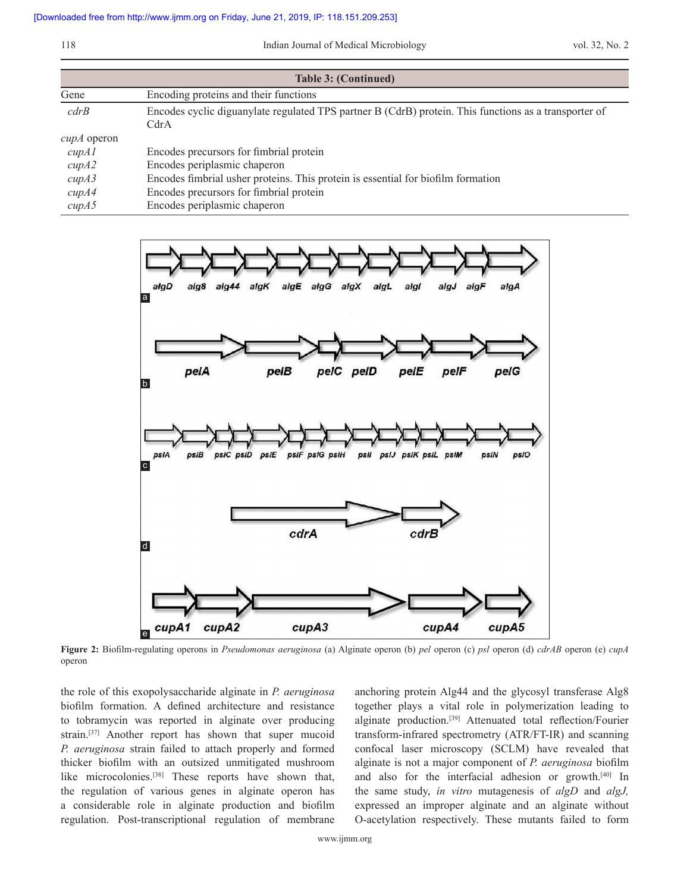**Table 3: (Continued)**

| Gene | Encoding proteins and their functions |
|---|---|
| *cdrB* | Encodes cyclic diguanylate regulated TPS partner B (CdrB) protein. This functions as a transporter of CdrA |
| *cupA* operon | |
| *cupA1* | Encodes precursors for fimbrial protein |
| *cupA2* | Encodes periplasmic chaperon |
| *cupA3* | Encodes fimbrial usher proteins. This protein is essential for biofilm formation |
| *cupA4* | Encodes precursors for fimbrial protein |
| *cupA5* | Encodes periplasmic chaperon |

**Figure 2:** Biofilm-regulating operons in *Pseudomonas aeruginosa* (a) Alginate operon (b) *pel* operon (c) *psl* operon (d) *cdrAB* operon (e) *cupA* operon

the role of this exopolysaccharide alginate in *P. aeruginosa* biofilm formation. A defined architecture and resistance to tobramycin was reported in alginate over producing strain.[37] Another report has shown that super mucoid *P. aeruginosa* strain failed to attach properly and formed thicker biofilm with an outsized unmitigated mushroom like microcolonies.[38] These reports have shown that, the regulation of various genes in alginate operon has a considerable role in alginate production and biofilm regulation. Post-transcriptional regulation of membrane anchoring protein Alg44 and the glycosyl transferase Alg8 together plays a vital role in polymerization leading to alginate production.[39] Attenuated total reflection/Fourier transform-infrared spectrometry (ATR/FT-IR) and scanning confocal laser microscopy (SCLM) have revealed that alginate is not a major component of *P. aeruginosa* biofilm and also for the interfacial adhesion or growth.[40] In the same study, *in vitro* mutagenesis of *algD* and *algJ,* expressed an improper alginate and an alginate without O-acetylation respectively. These mutants failed to form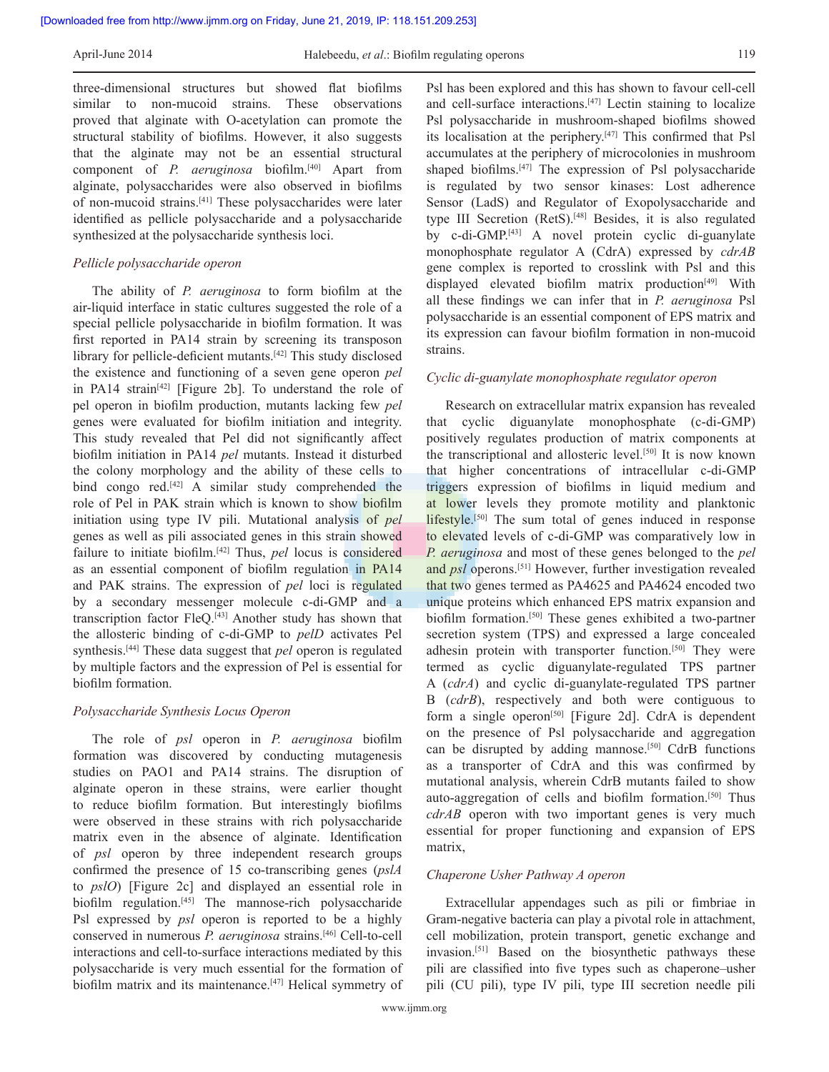three-dimensional structures but showed flat biofilms similar to non-mucoid strains. These observations proved that alginate with O-acetylation can promote the structural stability of biofilms. However, it also suggests that the alginate may not be an essential structural component of *P. aeruginosa* biofilm.[40] Apart from alginate, polysaccharides were also observed in biofilms of non-mucoid strains.[41] These polysaccharides were later identified as pellicle polysaccharide and a polysaccharide synthesized at the polysaccharide synthesis loci.

### *Pellicle polysaccharide operon*

The ability of *P. aeruginosa* to form biofilm at the air-liquid interface in static cultures suggested the role of a special pellicle polysaccharide in biofilm formation. It was first reported in PA14 strain by screening its transposon library for pellicle-deficient mutants.[42] This study disclosed the existence and functioning of a seven gene operon *pel* in PA14 strain[42] [Figure 2b]. To understand the role of pel operon in biofilm production, mutants lacking few *pel* genes were evaluated for biofilm initiation and integrity. This study revealed that Pel did not significantly affect biofilm initiation in PA14 *pel* mutants. Instead it disturbed the colony morphology and the ability of these cells to bind congo red.[42] A similar study comprehended the role of Pel in PAK strain which is known to show biofilm initiation using type IV pili. Mutational analysis of *pel* genes as well as pili associated genes in this strain showed failure to initiate biofilm.[42] Thus, *pel* locus is considered as an essential component of biofilm regulation in PA14 and PAK strains. The expression of *pel* loci is regulated by a secondary messenger molecule c-di-GMP and a transcription factor FleQ.[43] Another study has shown that the allosteric binding of c-di-GMP to *pelD* activates Pel synthesis.[44] These data suggest that *pel* operon is regulated by multiple factors and the expression of Pel is essential for biofilm formation.

### *Polysaccharide Synthesis Locus Operon*

The role of *psl* operon in *P. aeruginosa* biofilm formation was discovered by conducting mutagenesis studies on PAO1 and PA14 strains. The disruption of alginate operon in these strains, were earlier thought to reduce biofilm formation. But interestingly biofilms were observed in these strains with rich polysaccharide matrix even in the absence of alginate. Identification of *psl* operon by three independent research groups confirmed the presence of 15 co-transcribing genes (*pslA* to *pslO*) [Figure 2c] and displayed an essential role in biofilm regulation.[45] The mannose-rich polysaccharide Psl expressed by *psl* operon is reported to be a highly conserved in numerous *P. aeruginosa* strains.[46] Cell-to-cell interactions and cell-to-surface interactions mediated by this polysaccharide is very much essential for the formation of biofilm matrix and its maintenance.[47] Helical symmetry of Psl has been explored and this has shown to favour cell-cell and cell-surface interactions.[47] Lectin staining to localize Psl polysaccharide in mushroom-shaped biofilms showed its localisation at the periphery.[47] This confirmed that Psl accumulates at the periphery of microcolonies in mushroom shaped biofilms.[47] The expression of Psl polysaccharide is regulated by two sensor kinases: Lost adherence Sensor (LadS) and Regulator of Exopolysaccharide and type III Secretion (RetS).[48] Besides, it is also regulated by c-di-GMP.[43] A novel protein cyclic di-guanylate monophosphate regulator A (CdrA) expressed by *cdrAB* gene complex is reported to crosslink with Psl and this displayed elevated biofilm matrix production[49] With all these findings we can infer that in *P. aeruginosa* Psl polysaccharide is an essential component of EPS matrix and its expression can favour biofilm formation in non-mucoid strains.

### *Cyclic di-guanylate monophosphate regulator operon*

Research on extracellular matrix expansion has revealed that cyclic diguanylate monophosphate (c-di-GMP) positively regulates production of matrix components at the transcriptional and allosteric level.[50] It is now known that higher concentrations of intracellular c-di-GMP triggers expression of biofilms in liquid medium and at lower levels they promote motility and planktonic lifestyle.[50] The sum total of genes induced in response to elevated levels of c-di-GMP was comparatively low in *P. aeruginosa* and most of these genes belonged to the *pel* and *psl* operons.[51] However, further investigation revealed that two genes termed as PA4625 and PA4624 encoded two unique proteins which enhanced EPS matrix expansion and biofilm formation.[50] These genes exhibited a two-partner secretion system (TPS) and expressed a large concealed adhesin protein with transporter function.[50] They were termed as cyclic diguanylate-regulated TPS partner A (*cdrA*) and cyclic di-guanylate-regulated TPS partner B (*cdrB*), respectively and both were contiguous to form a single operon[50] [Figure 2d]. CdrA is dependent on the presence of Psl polysaccharide and aggregation can be disrupted by adding mannose.[50] CdrB functions as a transporter of CdrA and this was confirmed by mutational analysis, wherein CdrB mutants failed to show auto-aggregation of cells and biofilm formation.[50] Thus *cdrAB* operon with two important genes is very much essential for proper functioning and expansion of EPS matrix,

### *Chaperone Usher Pathway A operon*

Extracellular appendages such as pili or fimbriae in Gram-negative bacteria can play a pivotal role in attachment, cell mobilization, protein transport, genetic exchange and invasion.[51] Based on the biosynthetic pathways these pili are classified into five types such as chaperone–usher pili (CU pili), type IV pili, type III secretion needle pili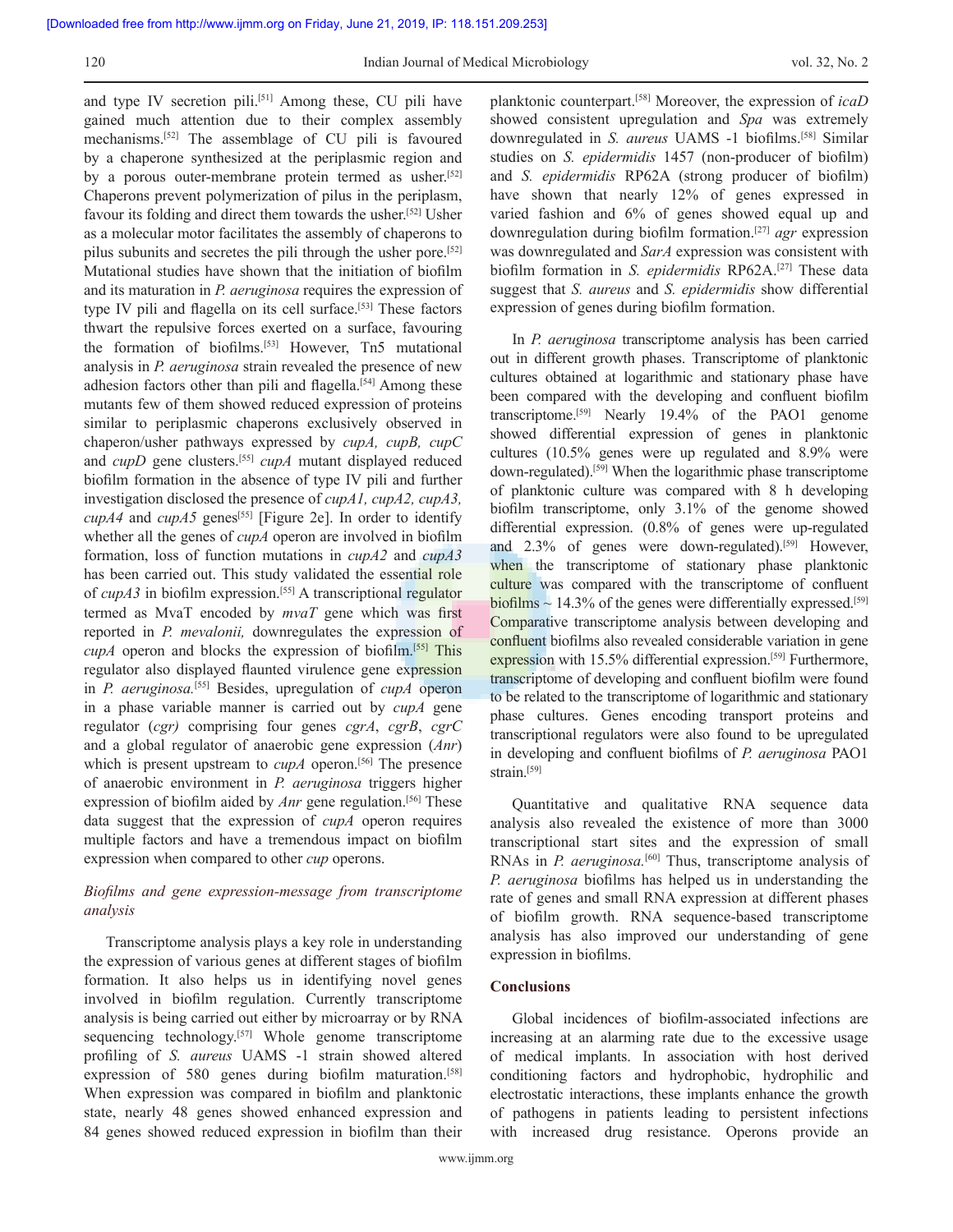and type IV secretion pili.[51] Among these, CU pili have gained much attention due to their complex assembly mechanisms.[52] The assemblage of CU pili is favoured by a chaperone synthesized at the periplasmic region and by a porous outer-membrane protein termed as usher.[52] Chaperons prevent polymerization of pilus in the periplasm, favour its folding and direct them towards the usher.[52] Usher as a molecular motor facilitates the assembly of chaperons to pilus subunits and secretes the pili through the usher pore.[52] Mutational studies have shown that the initiation of biofilm and its maturation in *P. aeruginosa* requires the expression of type IV pili and flagella on its cell surface.[53] These factors thwart the repulsive forces exerted on a surface, favouring the formation of biofilms.[53] However, Tn5 mutational analysis in *P. aeruginosa* strain revealed the presence of new adhesion factors other than pili and flagella.[54] Among these mutants few of them showed reduced expression of proteins similar to periplasmic chaperones exclusively observed in chaperon/usher pathways expressed by *cupA, cupB, cupC* and *cupD* gene clusters.[55] *cupA* mutant displayed reduced biofilm formation in the absence of type IV pili and further investigation disclosed the presence of *cupA1, cupA2, cupA3, cupA4* and *cupA5* genes[55] [Figure 2e]. In order to identify whether all the genes of *cupA* operon are involved in biofilm formation, loss of function mutations in *cupA2* and *cupA3* has been carried out. This study validated the essential role of *cupA3* in biofilm expression.[55] A transcriptional regulator termed as MvaT encoded by *mvaT* gene which was first reported in *P. mevalonii,* downregulates the expression of *cupA* operon and blocks the expression of biofilm.[55] This regulator also displayed flaunted virulence gene expression in *P. aeruginosa.*[55] Besides, upregulation of *cupA* operon in a phase variable manner is carried out by *cupA* gene regulator (*cgr)* comprising four genes *cgrA*, *cgrB*, *cgrC* and a global regulator of anaerobic gene expression (*Anr*) which is present upstream to *cupA* operon.[56] The presence of anaerobic environment in *P. aeruginosa* triggers higher expression of biofilm aided by *Anr* gene regulation.[56] These data suggest that the expression of *cupA* operon requires multiple factors and have a tremendous impact on biofilm expression when compared to other *cup* operons.

### *Biofilms and gene expression-message from transcriptome analysis*

Transcriptome analysis plays a key role in understanding the expression of various genes at different stages of biofilm formation. It also helps us in identifying novel genes involved in biofilm regulation. Currently transcriptome analysis is being carried out either by microarray or by RNA sequencing technology.[57] Whole genome transcriptome profiling of *S. aureus* UAMS -1 strain showed altered expression of 580 genes during biofilm maturation.[58] When expression was compared in biofilm and planktonic state, nearly 48 genes showed enhanced expression and 84 genes showed reduced expression in biofilm than their planktonic counterpart.[58] Moreover, the expression of *icaD* showed consistent upregulation and *Spa* was extremely downregulated in *S. aureus* UAMS -1 biofilms.[58] Similar studies on *S. epidermidis* 1457 (non-producer of biofilm) and *S. epidermidis* RP62A (strong producer of biofilm) have shown that nearly 12% of genes expressed in varied fashion and 6% of genes showed equal up and downregulation during biofilm formation.[27] *agr* expression was downregulated and *SarA* expression was consistent with biofilm formation in *S. epidermidis* RP62A.[27] These data suggest that *S. aureus* and *S. epidermidis* show differential expression of genes during biofilm formation.

In *P. aeruginosa* transcriptome analysis has been carried out in different growth phases. Transcriptome of planktonic cultures obtained at logarithmic and stationary phase have been compared with the developing and confluent biofilm transcriptome.[59] Nearly 19.4% of the PAO1 genome showed differential expression of genes in planktonic cultures (10.5% genes were up regulated and 8.9% were down-regulated).[59] When the logarithmic phase transcriptome of planktonic culture was compared with 8 h developing biofilm transcriptome, only 3.1% of the genome showed differential expression. (0.8% of genes were up-regulated and 2.3% of genes were down-regulated).[59] However, when the transcriptome of stationary phase planktonic culture was compared with the transcriptome of confluent biofilms ~ 14.3% of the genes were differentially expressed.[59] Comparative transcriptome analysis between developing and confluent biofilms also revealed considerable variation in gene expression with 15.5% differential expression.[59] Furthermore, transcriptome of developing and confluent biofilm were found to be related to the transcriptome of logarithmic and stationary phase cultures. Genes encoding transport proteins and transcriptional regulators were also found to be upregulated in developing and confluent biofilms of *P. aeruginosa* PAO1 strain.[59]

Quantitative and qualitative RNA sequence data analysis also revealed the existence of more than 3000 transcriptional start sites and the expression of small RNAs in *P. aeruginosa.*[60] Thus, transcriptome analysis of *P. aeruginosa* biofilms has helped us in understanding the rate of genes and small RNA expression at different phases of biofilm growth. RNA sequence-based transcriptome analysis has also improved our understanding of gene expression in biofilms.

## Conclusions

Global incidences of biofilm-associated infections are increasing at an alarming rate due to the excessive usage of medical implants. In association with host derived conditioning factors and hydrophobic, hydrophilic and electrostatic interactions, these implants enhance the growth of pathogens in patients leading to persistent infections with increased drug resistance. Operons provide an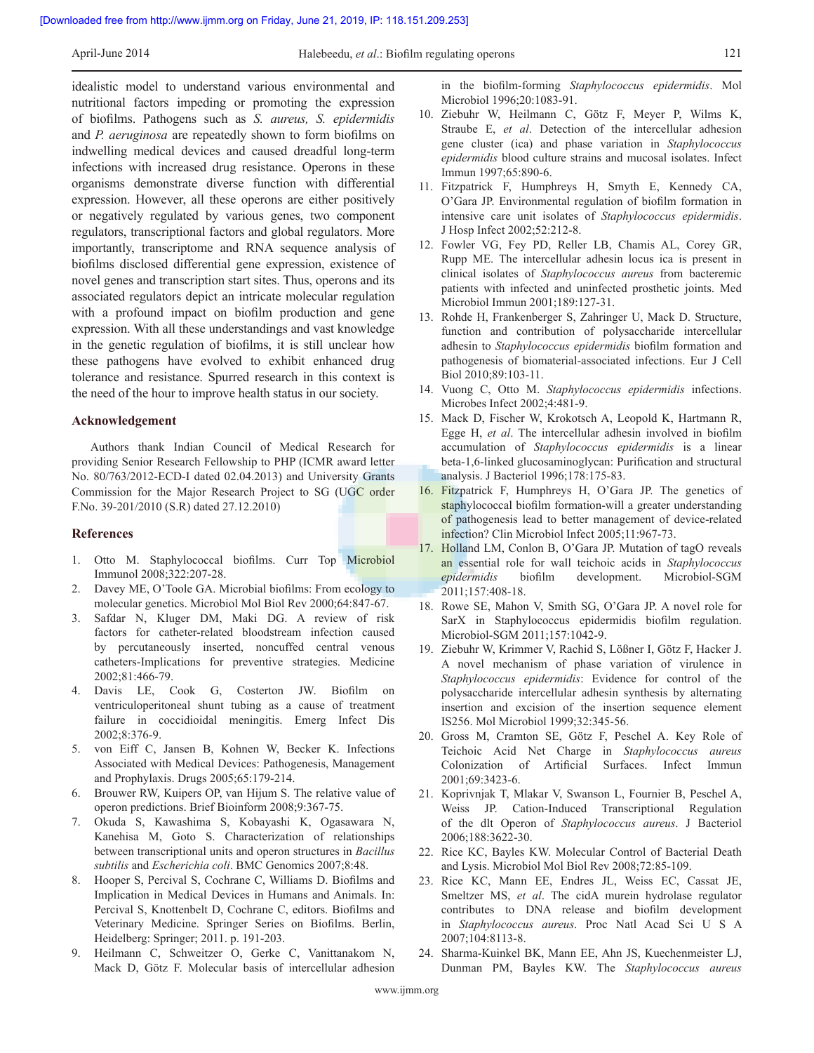idealistic model to understand various environmental and nutritional factors impeding or promoting the expression of biofilms. Pathogens such as *S. aureus, S. epidermidis* and *P. aeruginosa* are repeatedly shown to form biofilms on indwelling medical devices and caused dreadful long-term infections with increased drug resistance. Operons in these organisms demonstrate diverse function with differential expression. However, all these operons are either positively or negatively regulated by various genes, two component regulators, transcriptional factors and global regulators. More importantly, transcriptome and RNA sequence analysis of biofilms disclosed differential gene expression, existence of novel genes and transcription start sites. Thus, operons and its associated regulators depict an intricate molecular regulation with a profound impact on biofilm production and gene expression. With all these understandings and vast knowledge in the genetic regulation of biofilms, it is still unclear how these pathogens have evolved to exhibit enhanced drug tolerance and resistance. Spurred research in this context is the need of the hour to improve health status in our society.

## Acknowledgement

Authors thank Indian Council of Medical Research for providing Senior Research Fellowship to PHP (ICMR award letter No. 80/763/2012-ECD-I dated 02.04.2013) and University Grants Commission for the Major Research Project to SG (UGC order F.No. 39-201/2010 (S.R) dated 27.12.2010)

## References

1. Otto M. Staphylococcal biofilms. Curr Top Microbiol Immunol 2008;322:207-28.
2. Davey ME, O'Toole GA. Microbial biofilms: From ecology to molecular genetics. Microbiol Mol Biol Rev 2000;64:847-67.
3. Safdar N, Kluger DM, Maki DG. A review of risk factors for catheter-related bloodstream infection caused by percutaneously inserted, noncuffed central venous catheters-Implications for preventive strategies. Medicine 2002;81:466-79.
4. Davis LE, Cook G, Costerton JW. Biofilm on ventriculoperitoneal shunt tubing as a cause of treatment failure in coccidioidal meningitis. Emerg Infect Dis 2002;8:376-9.
5. von Eiff C, Jansen B, Kohnen W, Becker K. Infections Associated with Medical Devices: Pathogenesis, Management and Prophylaxis. Drugs 2005;65:179-214.
6. Brouwer RW, Kuipers OP, van Hijum S. The relative value of operon predictions. Brief Bioinform 2008;9:367-75.
7. Okuda S, Kawashima S, Kobayashi K, Ogasawara N, Kanehisa M, Goto S. Characterization of relationships between transcriptional units and operon structures in *Bacillus subtilis* and *Escherichia coli*. BMC Genomics 2007;8:48.
8. Hooper S, Percival S, Cochrane C, Williams D. Biofilms and Implication in Medical Devices in Humans and Animals. In: Percival S, Knottenbelt D, Cochrane C, editors. Biofilms and Veterinary Medicine. Springer Series on Biofilms. Berlin, Heidelberg: Springer; 2011. p. 191-203.
9. Heilmann C, Schweitzer O, Gerke C, Vanittanakom N, Mack D, Götz F. Molecular basis of intercellular adhesion in the biofilm-forming *Staphylococcus epidermidis*. Mol Microbiol 1996;20:1083-91.
10. Ziebuhr W, Heilmann C, Götz F, Meyer P, Wilms K, Straube E, *et al*. Detection of the intercellular adhesion gene cluster (ica) and phase variation in *Staphylococcus epidermidis* blood culture strains and mucosal isolates. Infect Immun 1997;65:890-6.
11. Fitzpatrick F, Humphreys H, Smyth E, Kennedy CA, O'Gara JP. Environmental regulation of biofilm formation in intensive care unit isolates of *Staphylococcus epidermidis*. J Hosp Infect 2002;52:212-8.
12. Fowler VG, Fey PD, Reller LB, Chamis AL, Corey GR, Rupp ME. The intercellular adhesin locus ica is present in clinical isolates of *Staphylococcus aureus* from bacteremic patients with infected and uninfected prosthetic joints. Med Microbiol Immun 2001;189:127-31.
13. Rohde H, Frankenberger S, Zahringer U, Mack D. Structure, function and contribution of polysaccharide intercellular adhesin to *Staphylococcus epidermidis* biofilm formation and pathogenesis of biomaterial-associated infections. Eur J Cell Biol 2010;89:103-11.
14. Vuong C, Otto M. *Staphylococcus epidermidis* infections. Microbes Infect 2002;4:481-9.
15. Mack D, Fischer W, Krokotsch A, Leopold K, Hartmann R, Egge H, *et al*. The intercellular adhesin involved in biofilm accumulation of *Staphylococcus epidermidis* is a linear beta-1,6-linked glucosaminoglycan: Purification and structural analysis. J Bacteriol 1996;178:175-83.
16. Fitzpatrick F, Humphreys H, O'Gara JP. The genetics of staphylococcal biofilm formation-will a greater understanding of pathogenesis lead to better management of device-related infection? Clin Microbiol Infect 2005;11:967-73.
17. Holland LM, Conlon B, O'Gara JP. Mutation of tagO reveals an essential role for wall teichoic acids in *Staphylococcus epidermidis* biofilm development. Microbiol-SGM 2011;157:408-18.
18. Rowe SE, Mahon V, Smith SG, O'Gara JP. A novel role for SarX in Staphylococcus epidermidis biofilm regulation. Microbiol-SGM 2011;157:1042-9.
19. Ziebuhr W, Krimmer V, Rachid S, Lößner I, Götz F, Hacker J. A novel mechanism of phase variation of virulence in *Staphylococcus epidermidis*: Evidence for control of the polysaccharide intercellular adhesin synthesis by alternating insertion and excision of the insertion sequence element IS256. Mol Microbiol 1999;32:345-56.
20. Gross M, Cramton SE, Götz F, Peschel A. Key Role of Teichoic Acid Net Charge in *Staphylococcus aureus* Colonization of Artificial Surfaces. Infect Immun 2001;69:3423-6.
21. Koprivnjak T, Mlakar V, Swanson L, Fournier B, Peschel A, Weiss JP. Cation-Induced Transcriptional Regulation of the dlt Operon of *Staphylococcus aureus*. J Bacteriol 2006;188:3622-30.
22. Rice KC, Bayles KW. Molecular Control of Bacterial Death and Lysis. Microbiol Mol Biol Rev 2008;72:85-109.
23. Rice KC, Mann EE, Endres JL, Weiss EC, Cassat JE, Smeltzer MS, *et al*. The cidA murein hydrolase regulator contributes to DNA release and biofilm development in *Staphylococcus aureus*. Proc Natl Acad Sci U S A 2007;104:8113-8.
24. Sharma-Kuinkel BK, Mann EE, Ahn JS, Kuechenmeister LJ, Dunman PM, Bayles KW. The *Staphylococcus aureus*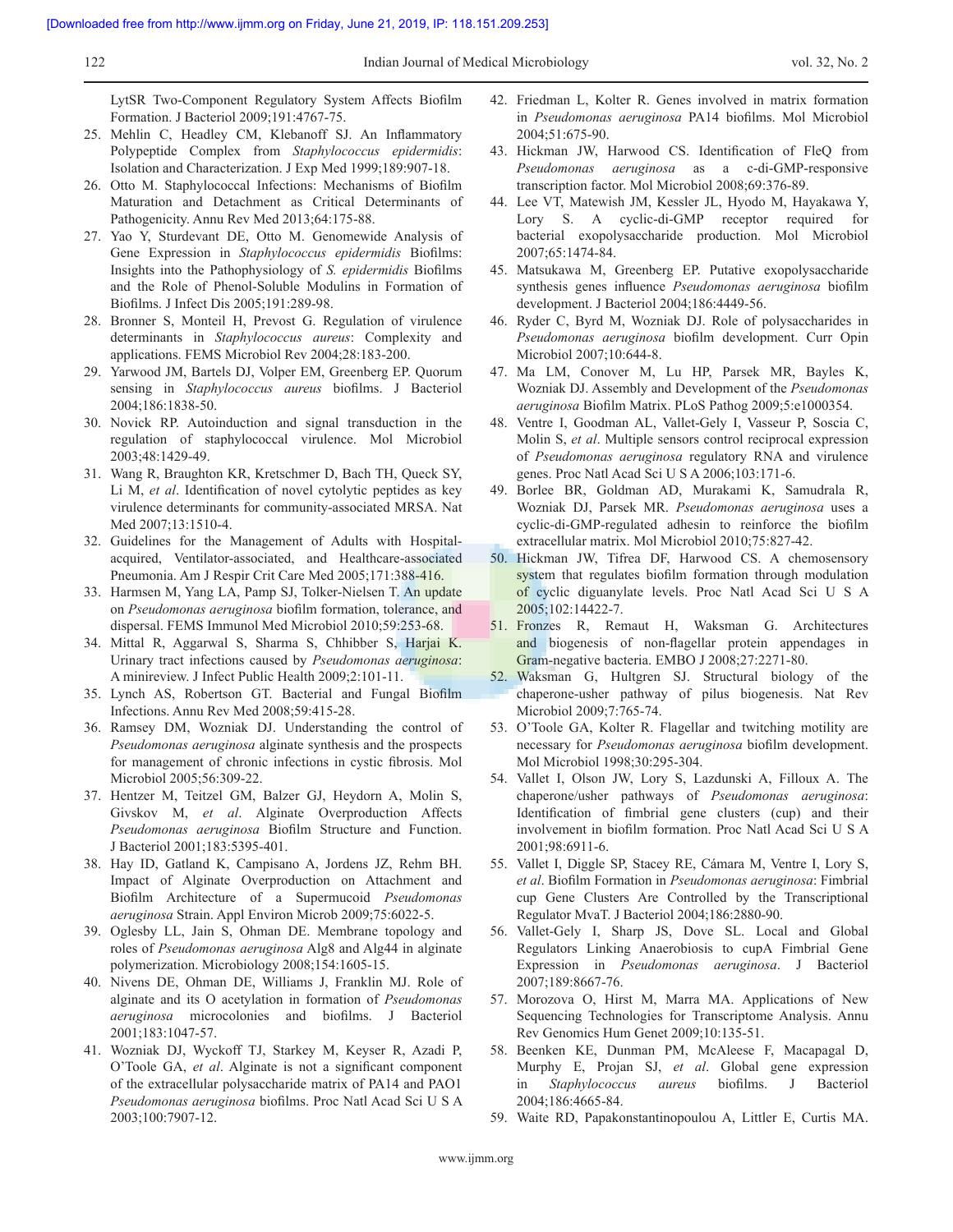LytSR Two-Component Regulatory System Affects Biofilm Formation. J Bacteriol 2009;191:4767-75.

25. Mehlin C, Headley CM, Klebanoff SJ. An Inflammatory Polypeptide Complex from *Staphylococcus epidermidis*: Isolation and Characterization. J Exp Med 1999;189:907-18.
26. Otto M. Staphylococcal Infections: Mechanisms of Biofilm Maturation and Detachment as Critical Determinants of Pathogenicity. Annu Rev Med 2013;64:175-88.
27. Yao Y, Sturdevant DE, Otto M. Genomewide Analysis of Gene Expression in *Staphylococcus epidermidis* Biofilms: Insights into the Pathophysiology of *S. epidermidis* Biofilms and the Role of Phenol-Soluble Modulins in Formation of Biofilms. J Infect Dis 2005;191:289-98.
28. Bronner S, Monteil H, Prevost G. Regulation of virulence determinants in *Staphylococcus aureus*: Complexity and applications. FEMS Microbiol Rev 2004;28:183-200.
29. Yarwood JM, Bartels DJ, Volper EM, Greenberg EP. Quorum sensing in *Staphylococcus aureus* biofilms. J Bacteriol 2004;186:1838-50.
30. Novick RP. Autoinduction and signal transduction in the regulation of staphylococcal virulence. Mol Microbiol 2003;48:1429-49.
31. Wang R, Braughton KR, Kretschmer D, Bach TH, Queck SY, Li M, *et al*. Identification of novel cytolytic peptides as key virulence determinants for community-associated MRSA. Nat Med 2007;13:1510-4.
32. Guidelines for the Management of Adults with Hospital-acquired, Ventilator-associated, and Healthcare-associated Pneumonia. Am J Respir Crit Care Med 2005;171:388-416.
33. Harmsen M, Yang LA, Pamp SJ, Tolker-Nielsen T. An update on *Pseudomonas aeruginosa* biofilm formation, tolerance, and dispersal. FEMS Immunol Med Microbiol 2010;59:253-68.
34. Mittal R, Aggarwal S, Sharma S, Chhibber S, Harjai K. Urinary tract infections caused by *Pseudomonas aeruginosa*: A minireview. J Infect Public Health 2009;2:101-11.
35. Lynch AS, Robertson GT. Bacterial and Fungal Biofilm Infections. Annu Rev Med 2008;59:415-28.
36. Ramsey DM, Wozniak DJ. Understanding the control of *Pseudomonas aeruginosa* alginate synthesis and the prospects for management of chronic infections in cystic fibrosis. Mol Microbiol 2005;56:309-22.
37. Hentzer M, Teitzel GM, Balzer GJ, Heydorn A, Molin S, Givskov M, *et al*. Alginate Overproduction Affects *Pseudomonas aeruginosa* Biofilm Structure and Function. J Bacteriol 2001;183:5395-401.
38. Hay ID, Gatland K, Campisano A, Jordens JZ, Rehm BH. Impact of Alginate Overproduction on Attachment and Biofilm Architecture of a Supermucoid *Pseudomonas aeruginosa* Strain. Appl Environ Microb 2009;75:6022-5.
39. Oglesby LL, Jain S, Ohman DE. Membrane topology and roles of *Pseudomonas aeruginosa* Alg8 and Alg44 in alginate polymerization. Microbiology 2008;154:1605-15.
40. Nivens DE, Ohman DE, Williams J, Franklin MJ. Role of alginate and its O acetylation in formation of *Pseudomonas aeruginosa* microcolonies and biofilms. J Bacteriol 2001;183:1047-57.
41. Wozniak DJ, Wyckoff TJ, Starkey M, Keyser R, Azadi P, O'Toole GA, *et al*. Alginate is not a significant component of the extracellular polysaccharide matrix of PA14 and PAO1 *Pseudomonas aeruginosa* biofilms. Proc Natl Acad Sci U S A 2003;100:7907-12.
42. Friedman L, Kolter R. Genes involved in matrix formation in *Pseudomonas aeruginosa* PA14 biofilms. Mol Microbiol 2004;51:675-90.
43. Hickman JW, Harwood CS. Identification of FleQ from *Pseudomonas aeruginosa* as a c-di-GMP-responsive transcription factor. Mol Microbiol 2008;69:376-89.
44. Lee VT, Matewish JM, Kessler JL, Hyodo M, Hayakawa Y, Lory S. A cyclic-di-GMP receptor required for bacterial exopolysaccharide production. Mol Microbiol 2007;65:1474-84.
45. Matsukawa M, Greenberg EP. Putative exopolysaccharide synthesis genes influence *Pseudomonas aeruginosa* biofilm development. J Bacteriol 2004;186:4449-56.
46. Ryder C, Byrd M, Wozniak DJ. Role of polysaccharides in *Pseudomonas aeruginosa* biofilm development. Curr Opin Microbiol 2007;10:644-8.
47. Ma LM, Conover M, Lu HP, Parsek MR, Bayles K, Wozniak DJ. Assembly and Development of the *Pseudomonas aeruginosa* Biofilm Matrix. PLoS Pathog 2009;5:e1000354.
48. Ventre I, Goodman AL, Vallet-Gely I, Vasseur P, Soscia C, Molin S, *et al*. Multiple sensors control reciprocal expression of *Pseudomonas aeruginosa* regulatory RNA and virulence genes. Proc Natl Acad Sci U S A 2006;103:171-6.
49. Borlee BR, Goldman AD, Murakami K, Samudrala R, Wozniak DJ, Parsek MR. *Pseudomonas aeruginosa* uses a cyclic-di-GMP-regulated adhesin to reinforce the biofilm extracellular matrix. Mol Microbiol 2010;75:827-42.
50. Hickman JW, Tifrea DF, Harwood CS. A chemosensory system that regulates biofilm formation through modulation of cyclic diguanylate levels. Proc Natl Acad Sci U S A 2005;102:14422-7.
51. Fronzes R, Remaut H, Waksman G. Architectures and biogenesis of non-flagellar protein appendages in Gram-negative bacteria. EMBO J 2008;27:2271-80.
52. Waksman G, Hultgren SJ. Structural biology of the chaperone-usher pathway of pilus biogenesis. Nat Rev Microbiol 2009;7:765-74.
53. O'Toole GA, Kolter R. Flagellar and twitching motility are necessary for *Pseudomonas aeruginosa* biofilm development. Mol Microbiol 1998;30:295-304.
54. Vallet I, Olson JW, Lory S, Lazdunski A, Filloux A. The chaperone/usher pathways of *Pseudomonas aeruginosa*: Identification of fimbrial gene clusters (cup) and their involvement in biofilm formation. Proc Natl Acad Sci U S A 2001;98:6911-6.
55. Vallet I, Diggle SP, Stacey RE, Cámara M, Ventre I, Lory S, *et al*. Biofilm Formation in *Pseudomonas aeruginosa*: Fimbrial cup Gene Clusters Are Controlled by the Transcriptional Regulator MvaT. J Bacteriol 2004;186:2880-90.
56. Vallet-Gely I, Sharp JS, Dove SL. Local and Global Regulators Linking Anaerobiosis to cupA Fimbrial Gene Expression in *Pseudomonas aeruginosa*. J Bacteriol 2007;189:8667-76.
57. Morozova O, Hirst M, Marra MA. Applications of New Sequencing Technologies for Transcriptome Analysis. Annu Rev Genomics Hum Genet 2009;10:135-51.
58. Beenken KE, Dunman PM, McAleese F, Macapagal D, Murphy E, Projan SJ, *et al*. Global gene expression in *Staphylococcus aureus* biofilms. J Bacteriol 2004;186:4665-84.
59. Waite RD, Papakonstantinopoulou A, Littler E, Curtis MA.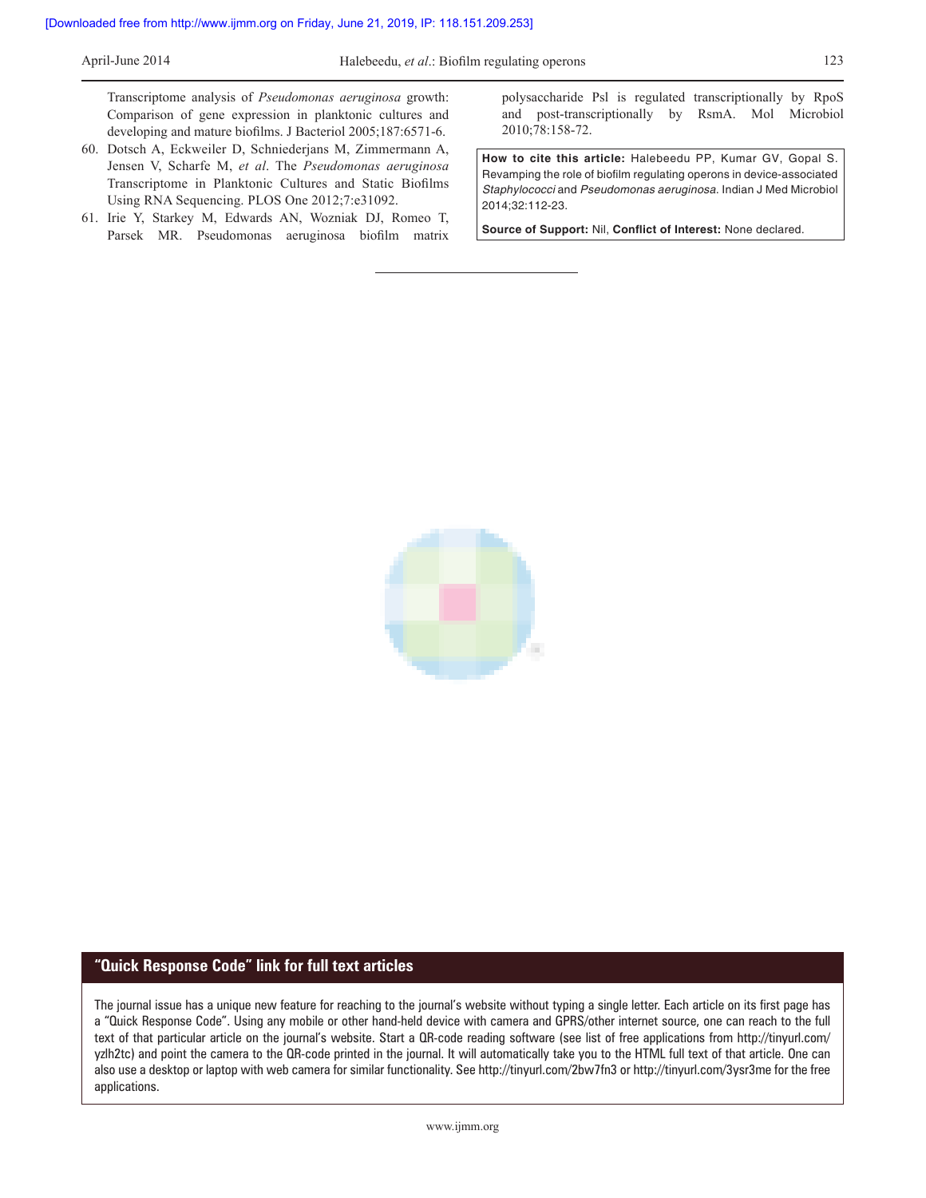Transcriptome analysis of *Pseudomonas aeruginosa* growth: Comparison of gene expression in planktonic cultures and developing and mature biofilms. J Bacteriol 2005;187:6571-6.

60. Dotsch A, Eckweiler D, Schniederjans M, Zimmermann A, Jensen V, Scharfe M, *et al*. The *Pseudomonas aeruginosa* Transcriptome in Planktonic Cultures and Static Biofilms Using RNA Sequencing. PLOS One 2012;7:e31092.
61. Irie Y, Starkey M, Edwards AN, Wozniak DJ, Romeo T, Parsek MR. Pseudomonas aeruginosa biofilm matrix polysaccharide Psl is regulated transcriptionally by RpoS and post-transcriptionally by RsmA. Mol Microbiol 2010;78:158-72.

**How to cite this article:** Halebeedu PP, Kumar GV, Gopal S. Revamping the role of biofilm regulating operons in device-associated *Staphylococci* and *Pseudomonas aeruginosa*. Indian J Med Microbiol 2014;32:112-23.

**Source of Support:** Nil, **Conflict of Interest:** None declared.

## "Quick Response Code" link for full text articles

The journal issue has a unique new feature for reaching to the journal's website without typing a single letter. Each article on its first page has a "Quick Response Code". Using any mobile or other hand-held device with camera and GPRS/other internet source, one can reach to the full text of that particular article on the journal's website. Start a QR-code reading software (see list of free applications from http://tinyurl.com/yzlh2tc) and point the camera to the QR-code printed in the journal. It will automatically take you to the HTML full text of that article. One can also use a desktop or laptop with web camera for similar functionality. See http://tinyurl.com/2bw7fn3 or http://tinyurl.com/3ysr3me for the free applications.